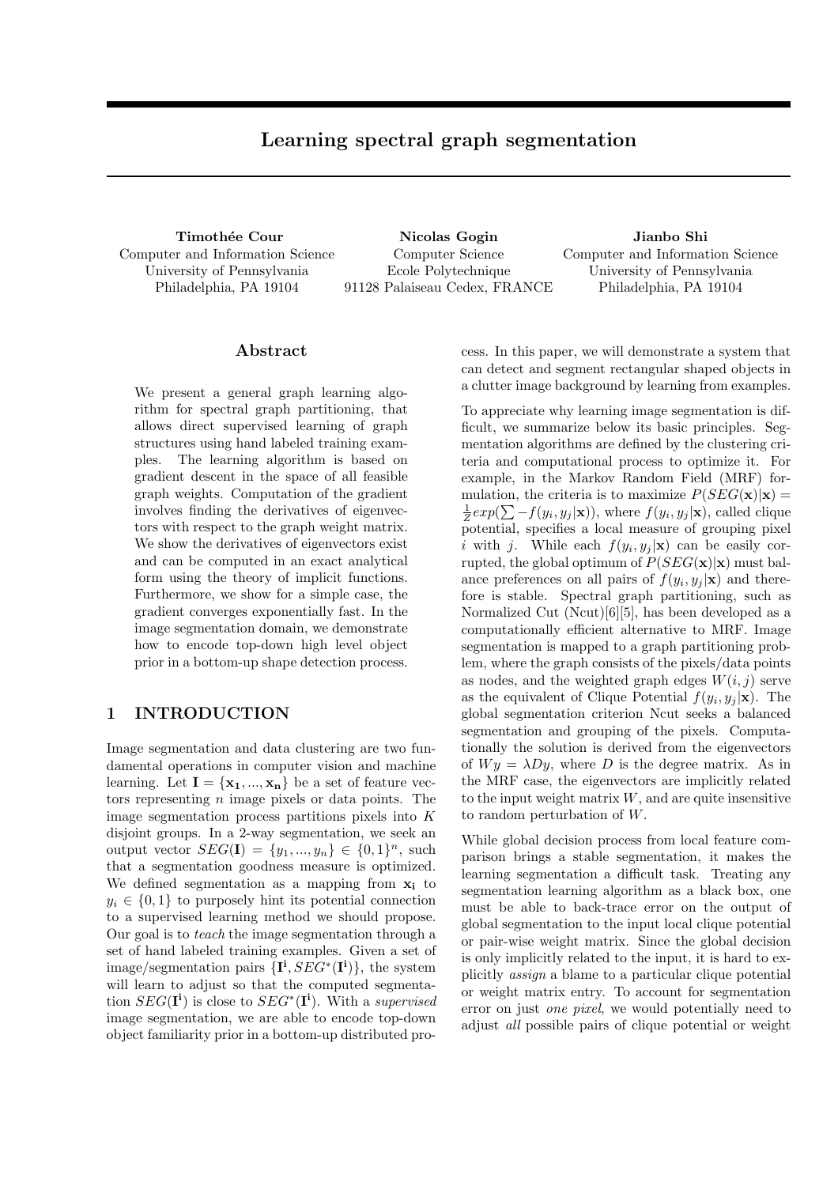# Learning spectral graph segmentation

**Timothée Cour**
Computer and Information Science
University of Pennsylvania
Philadelphia, PA 19104

**Nicolas Gogin**
Computer Science
Ecole Polytechnique
91128 Palaiseau Cedex, FRANCE

**Jianbo Shi**
Computer and Information Science
University of Pennsylvania
Philadelphia, PA 19104

## Abstract

We present a general graph learning algorithm for spectral graph partitioning, that allows direct supervised learning of graph structures using hand labeled training examples. The learning algorithm is based on gradient descent in the space of all feasible graph weights. Computation of the gradient involves finding the derivatives of eigenvectors with respect to the graph weight matrix. We show the derivatives of eigenvectors exist and can be computed in an exact analytical form using the theory of implicit functions. Furthermore, we show for a simple case, the gradient converges exponentially fast. In the image segmentation domain, we demonstrate how to encode top-down high level object prior in a bottom-up shape detection process.

## 1 INTRODUCTION

Image segmentation and data clustering are two fundamental operations in computer vision and machine learning. Let $\mathbf{I} = \{\mathbf{x_1}, ..., \mathbf{x_n}\}$ be a set of feature vectors representing $n$ image pixels or data points. The image segmentation process partitions pixels into $K$ disjoint groups. In a 2-way segmentation, we seek an output vector $SEG(\mathbf{I}) = \{y_1, ..., y_n\} \in \{0, 1\}^n$, such that a segmentation goodness measure is optimized. We defined segmentation as a mapping from $\mathbf{x_i}$ to $y_i \in \{0, 1\}$ to purposely hint its potential connection to a supervised learning method we should propose. Our goal is to *teach* the image segmentation through a set of hand labeled training examples. Given a set of image/segmentation pairs $\{\mathbf{I^i}, SEG^*(\mathbf{I^i})\}$, the system will learn to adjust so that the computed segmentation $SEG(\mathbf{I^i})$ is close to $SEG^*(\mathbf{I^i})$. With a *supervised* image segmentation, we are able to encode top-down object familiarity prior in a bottom-up distributed process. In this paper, we will demonstrate a system that can detect and segment rectangular shaped objects in a clutter image background by learning from examples.

To appreciate why learning image segmentation is difficult, we summarize below its basic principles. Segmentation algorithms are defined by the clustering criteria and computational process to optimize it. For example, in the Markov Random Field (MRF) formulation, the criteria is to maximize $P(SEG(\mathbf{x})|\mathbf{x}) = \frac{1}{Z}exp(\sum -f(y_i, y_j|\mathbf{x}))$, where $f(y_i, y_j|\mathbf{x})$, called clique potential, specifies a local measure of grouping pixel $i$ with $j$. While each $f(y_i, y_j|\mathbf{x})$ can be easily corrupted, the global optimum of $P(SEG(\mathbf{x})|\mathbf{x})$ must balance preferences on all pairs of $f(y_i, y_j|\mathbf{x})$ and therefore is stable. Spectral graph partitioning, such as Normalized Cut (Ncut)[6][5], has been developed as a computationally efficient alternative to MRF. Image segmentation is mapped to a graph partitioning problem, where the graph consists of the pixels/data points as nodes, and the weighted graph edges $W(i, j)$ serve as the equivalent of Clique Potential $f(y_i, y_j|\mathbf{x})$. The global segmentation criterion Ncut seeks a balanced segmentation and grouping of the pixels. Computationally the solution is derived from the eigenvectors of $Wy = \lambda Dy$, where $D$ is the degree matrix. As in the MRF case, the eigenvectors are implicitly related to the input weight matrix $W$, and are quite insensitive to random perturbation of $W$.

While global decision process from local feature comparison brings a stable segmentation, it makes the learning segmentation a difficult task. Treating any segmentation learning algorithm as a black box, one must be able to back-trace error on the output of global segmentation to the input local clique potential or pair-wise weight matrix. Since the global decision is only implicitly related to the input, it is hard to explicitly *assign* a blame to a particular clique potential or weight matrix entry. To account for segmentation error on just *one pixel*, we would potentially need to adjust *all* possible pairs of clique potential or weight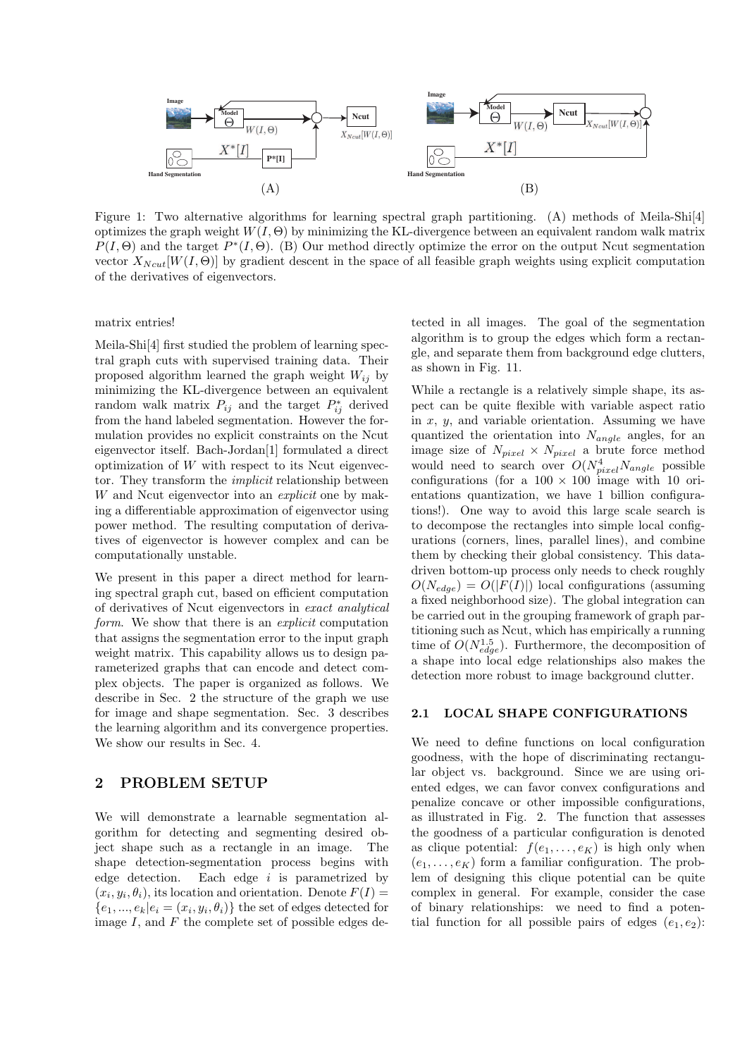Figure 1: Two alternative algorithms for learning spectral graph partitioning. (A) methods of Meila-Shi[4] optimizes the graph weight $W(I, \Theta)$ by minimizing the KL-divergence between an equivalent random walk matrix $P(I, \Theta)$ and the target $P^*(I, \Theta)$. (B) Our method directly optimize the error on the output Ncut segmentation vector $X_{Ncut}[W(I, \Theta)]$ by gradient descent in the space of all feasible graph weights using explicit computation of the derivatives of eigenvectors.

matrix entries!

Meila-Shi[4] first studied the problem of learning spectral graph cuts with supervised training data. Their proposed algorithm learned the graph weight $W_{ij}$ by minimizing the KL-divergence between an equivalent random walk matrix $P_{ij}$ and the target $P^*_{ij}$ derived from the hand labeled segmentation. However the formulation provides no explicit constraints on the Ncut eigenvector itself. Bach-Jordan[1] formulated a direct optimization of $W$ with respect to its Ncut eigenvector. They transform the *implicit* relationship between $W$ and Ncut eigenvector into an *explicit* one by making a differentiable approximation of eigenvector using power method. The resulting computation of derivatives of eigenvector is however complex and can be computationally unstable.

We present in this paper a direct method for learning spectral graph cut, based on efficient computation of derivatives of Ncut eigenvectors in *exact analytical form*. We show that there is an *explicit* computation that assigns the segmentation error to the input graph weight matrix. This capability allows us to design parameterized graphs that can encode and detect complex objects. The paper is organized as follows. We describe in Sec. 2 the structure of the graph we use for image and shape segmentation. Sec. 3 describes the learning algorithm and its convergence properties. We show our results in Sec. 4.

## 2 PROBLEM SETUP

We will demonstrate a learnable segmentation algorithm for detecting and segmenting desired object shape such as a rectangle in an image. The shape detection-segmentation process begins with edge detection. Each edge $i$ is parametrized by $(x_i, y_i, \theta_i)$, its location and orientation. Denote $F(I) = \{e_1, ..., e_k | e_i = (x_i, y_i, \theta_i)\}$ the set of edges detected for image $I$, and $F$ the complete set of possible edges detected in all images. The goal of the segmentation algorithm is to group the edges which form a rectangle, and separate them from background edge clutters, as shown in Fig. 11.

While a rectangle is a relatively simple shape, its aspect can be quite flexible with variable aspect ratio in $x$, $y$, and variable orientation. Assuming we have quantized the orientation into $N_{angle}$ angles, for an image size of $N_{pixel} \times N_{pixel}$ a brute force method would need to search over $O(N^4_{pixel} N_{angle}$ possible configurations (for a $100 \times 100$ image with 10 orientations quantization, we have 1 billion configurations!). One way to avoid this large scale search is to decompose the rectangles into simple local configurations (corners, lines, parallel lines), and combine them by checking their global consistency. This data-driven bottom-up process only needs to check roughly $O(N_{edge}) = O(|F(I)|)$ local configurations (assuming a fixed neighborhood size). The global integration can be carried out in the grouping framework of graph partitioning such as Ncut, which has empirically a running time of $O(N^{1.5}_{edge})$. Furthermore, the decomposition of a shape into local edge relationships also makes the detection more robust to image background clutter.

### 2.1 LOCAL SHAPE CONFIGURATIONS

We need to define functions on local configuration goodness, with the hope of discriminating rectangular object vs. background. Since we are using oriented edges, we can favor convex configurations and penalize concave or other impossible configurations, as illustrated in Fig. 2. The function that assesses the goodness of a particular configuration is denoted as clique potential: $f(e_1, \ldots, e_K)$ is high only when $(e_1, \ldots, e_K)$ form a familiar configuration. The problem of designing this clique potential can be quite complex in general. For example, consider the case of binary relationships: we need to find a potential function for all possible pairs of edges $(e_1, e_2)$: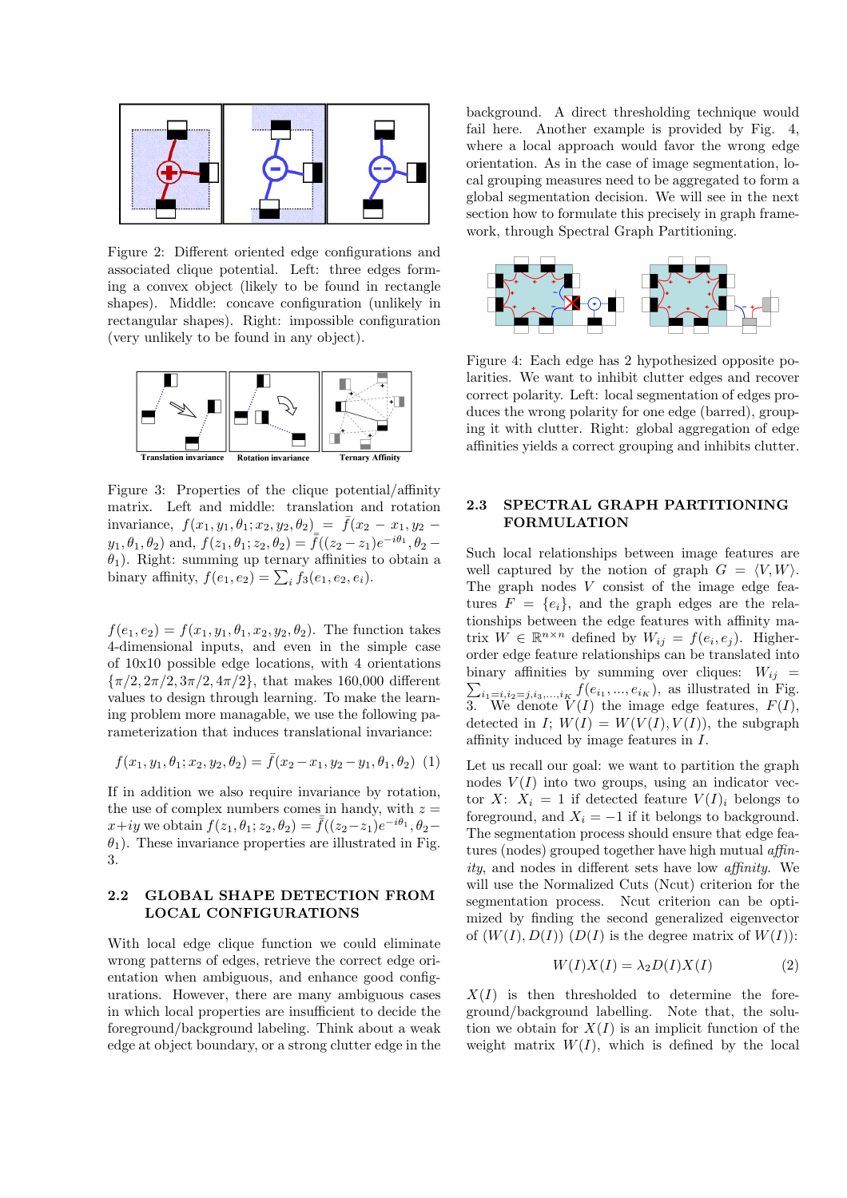Figure 2: Different oriented edge configurations and associated clique potential. Left: three edges forming a convex object (likely to be found in rectangle shapes). Middle: concave configuration (unlikely in rectangular shapes). Right: impossible configuration (very unlikely to be found in any object).

Figure 3: Properties of the clique potential/affinity matrix. Left and middle: translation and rotation invariance, $f(x_1, y_1, \theta_1; x_2, y_2, \theta_2) = \bar{f}(x_2 - x_1, y_2 - y_1, \theta_1, \theta_2)$ and, $f(z_1, \theta_1; z_2, \theta_2) = \bar{\bar{f}}((z_2 - z_1)e^{-i\theta_1}, \theta_2 - \theta_1)$. Right: summing up ternary affinities to obtain a binary affinity, $f(e_1, e_2) = \sum_i f_3(e_1, e_2, e_i)$.

$f(e_1, e_2) = f(x_1, y_1, \theta_1, x_2, y_2, \theta_2)$. The function takes 4-dimensional inputs, and even in the simple case of 10x10 possible edge locations, with 4 orientations $\{\pi/2, 2\pi/2, 3\pi/2, 4\pi/2\}$, that makes 160,000 different values to design through learning. To make the learning problem more managable, we use the following parameterization that induces translational invariance:

$$f(x_1, y_1, \theta_1; x_2, y_2, \theta_2) = \bar{f}(x_2 - x_1, y_2 - y_1, \theta_1, \theta_2) \quad (1)$$

If in addition we also require invariance by rotation, the use of complex numbers comes in handy, with $z = x + iy$ we obtain $f(z_1, \theta_1; z_2, \theta_2) = \bar{\bar{f}}((z_2 - z_1)e^{-i\theta_1}, \theta_2 - \theta_1)$. These invariance properties are illustrated in Fig. 3.

## 2.2 GLOBAL SHAPE DETECTION FROM LOCAL CONFIGURATIONS

With local edge clique function we could eliminate wrong patterns of edges, retrieve the correct edge orientation when ambiguous, and enhance good configurations. However, there are many ambiguous cases in which local properties are insufficient to decide the foreground/background labeling. Think about a weak edge at object boundary, or a strong clutter edge in the background. A direct thresholding technique would fail here. Another example is provided by Fig. 4, where a local approach would favor the wrong edge orientation. As in the case of image segmentation, local grouping measures need to be aggregated to form a global segmentation decision. We will see in the next section how to formulate this precisely in graph framework, through Spectral Graph Partitioning.

Figure 4: Each edge has 2 hypothesized opposite polarities. We want to inhibit clutter edges and recover correct polarity. Left: local segmentation of edges produces the wrong polarity for one edge (barred), grouping it with clutter. Right: global aggregation of edge affinities yields a correct grouping and inhibits clutter.

## 2.3 SPECTRAL GRAPH PARTITIONING FORMULATION

Such local relationships between image features are well captured by the notion of graph $G = \langle V, W \rangle$. The graph nodes $V$ consist of the image edge features $F = \{e_i\}$, and the graph edges are the relationships between the edge features with affinity matrix $W \in \mathbb{R}^{n \times n}$ defined by $W_{ij} = f(e_i, e_j)$. Higher-order edge features relationships can be translated into binary affinities by summing over cliques: $W_{ij} = \sum_{i_1=i, i_2=j, i_3, \ldots, i_K} f(e_{i_1}, \ldots, e_{i_K})$, as illustrated in Fig. 3. We denote $V(I)$ the image edge features, $F(I)$, detected in $I$; $W(I) = W(V(I), V(I))$, the subgraph affinity induced by image features in $I$.

Let us recall our goal: we want to partition the graph nodes $V(I)$ into two groups, using an indicator vector $X$: $X_i = 1$ if detected feature $V(I)_i$ belongs to foreground, and $X_i = -1$ if it belongs to background. The segmentation process should ensure that edge features (nodes) grouped together have high mutual *affinity*, and nodes in different sets have low *affinity*. We will use the Normalized Cuts (Ncut) criterion for the segmentation process. Ncut criterion can be optimized by finding the second generalized eigenvector of $(W(I), D(I))$ ($D(I)$ is the degree matrix of $W(I)$):

$$W(I)X(I) = \lambda_2 D(I)X(I) \quad (2)$$

$X(I)$ is then thresholded to determine the foreground/background labelling. Note that, the solution we obtain for $X(I)$ is an implicit function of the weight matrix $W(I)$, which is defined by the local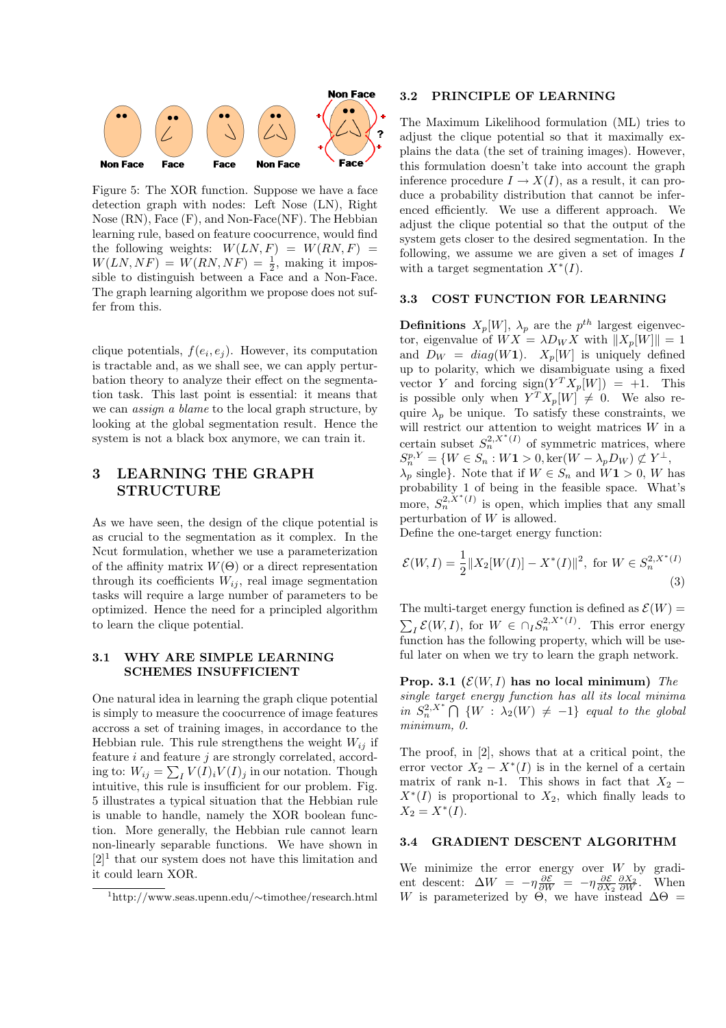Non Face   Face   Face   Non Face   Non Face / Face

Figure 5: The XOR function. Suppose we have a face detection graph with nodes: Left Nose (LN), Right Nose (RN), Face (F), and Non-Face(NF). The Hebbian learning rule, based on feature coocurrence, would find the following weights: $W(LN, F) = W(RN, F) = W(LN, NF) = W(RN, NF) = \frac{1}{2}$, making it impossible to distinguish between a Face and a Non-Face. The graph learning algorithm we propose does not suffer from this.

clique potentials, $f(e_i, e_j)$. However, its computation is tractable and, as we shall see, we can apply perturbation theory to analyze their effect on the segmentation task. This last point is essential: it means that we can *assign a blame* to the local graph structure, by looking at the global segmentation result. Hence the system is not a black box anymore, we can train it.

# 3 LEARNING THE GRAPH STRUCTURE

As we have seen, the design of the clique potential is as crucial to the segmentation as it complex. In the Ncut formulation, whether we use a parameterization of the affinity matrix $W(\Theta)$ or a direct representation through its coefficients $W_{ij}$, real image segmentation tasks will require a large number of parameters to be optimized. Hence the need for a principled algorithm to learn the clique potential.

## 3.1 WHY ARE SIMPLE LEARNING SCHEMES INSUFFICIENT

One natural idea in learning the graph clique potential is simply to measure the coocurrence of image features accross a set of training images, in accordance to the Hebbian rule. This rule strengthens the weight $W_{ij}$ if feature $i$ and feature $j$ are strongly correlated, according to: $W_{ij} = \sum_I V(I)_i V(I)_j$ in our notation. Though intuitive, this rule is insufficient for our problem. Fig. 5 illustrates a typical situation that the Hebbian rule is unable to handle, namely the XOR boolean function. More generally, the Hebbian rule cannot learn non-linearly separable functions. We have shown in [2][1] that our system does not have this limitation and it could learn XOR.

[1] http://www.seas.upenn.edu/~timothee/research.html

## 3.2 PRINCIPLE OF LEARNING

The Maximum Likelihood formulation (ML) tries to adjust the clique potential so that it maximally explains the data (the set of training images). However, this formulation doesn't take into account the graph inference procedure $I \to X(I)$, as a result, it can produce a probability distribution that cannot be inferenced efficiently. We use a different approach. We adjust the clique potential so that the output of the system gets closer to the desired segmentation. In the following, we assume we are given a set of images $I$ with a target segmentation $X^*(I)$.

## 3.3 COST FUNCTION FOR LEARNING

**Definitions** $X_p[W]$, $\lambda_p$ are the $p^{th}$ largest eigenvector, eigenvalue of $WX = \lambda D_W X$ with $\|X_p[W]\| = 1$ and $D_W = diag(W\mathbf{1})$. $X_p[W]$ is uniquely defined up to polarity, which we disambiguate using a fixed vector $Y$ and forcing $\text{sign}(Y^T X_p[W]) = +1$. This is possible only when $Y^T X_p[W] \neq 0$. We also require $\lambda_p$ be unique. To satisfy these constraints, we will restrict our attention to weight matrices $W$ in a certain subset $S_n^{2,X^*(I)}$ of symmetric matrices, where $S_n^{p,Y} = \{W \in S_n : W\mathbf{1} > 0, \ker(W - \lambda_p D_W) \not\subset Y^\perp, \lambda_p \text{ single}\}$. Note that if $W \in S_n$ and $W\mathbf{1} > 0$, $W$ has probability 1 of being in the feasible space. What's more, $S_n^{2,X^*(I)}$ is open, which implies that any small perturbation of $W$ is allowed.
Define the one-target energy function:

$$\mathcal{E}(W, I) = \frac{1}{2}\|X_2[W(I)] - X^*(I)\|^2, \text{ for } W \in S_n^{2,X^*(I)} \tag{3}$$

The multi-target energy function is defined as $\mathcal{E}(W) = \sum_I \mathcal{E}(W, I)$, for $W \in \cap_I S_n^{2,X^*(I)}$. This error energy function has the following property, which will be useful later on when we try to learn the graph network.

**Prop. 3.1 ($\mathcal{E}(W, I)$ has no local minimum)** *The single target energy function has all its local minima in $S_n^{2,X^*} \bigcap \{W : \lambda_2(W) \neq -1\}$ equal to the global minimum, 0.*

The proof, in [2], shows that at a critical point, the error vector $X_2 - X^*(I)$ is in the kernel of a certain matrix of rank n-1. This shows in fact that $X_2 - X^*(I)$ is proportional to $X_2$, which finally leads to $X_2 = X^*(I)$.

## 3.4 GRADIENT DESCENT ALGORITHM

We minimize the error energy over $W$ by gradient descent: $\Delta W = -\eta \frac{\partial \mathcal{E}}{\partial W} = -\eta \frac{\partial \mathcal{E}}{\partial X_2} \frac{\partial X_2}{\partial W}$. When $W$ is parameterized by $\Theta$, we have instead $\Delta\Theta =$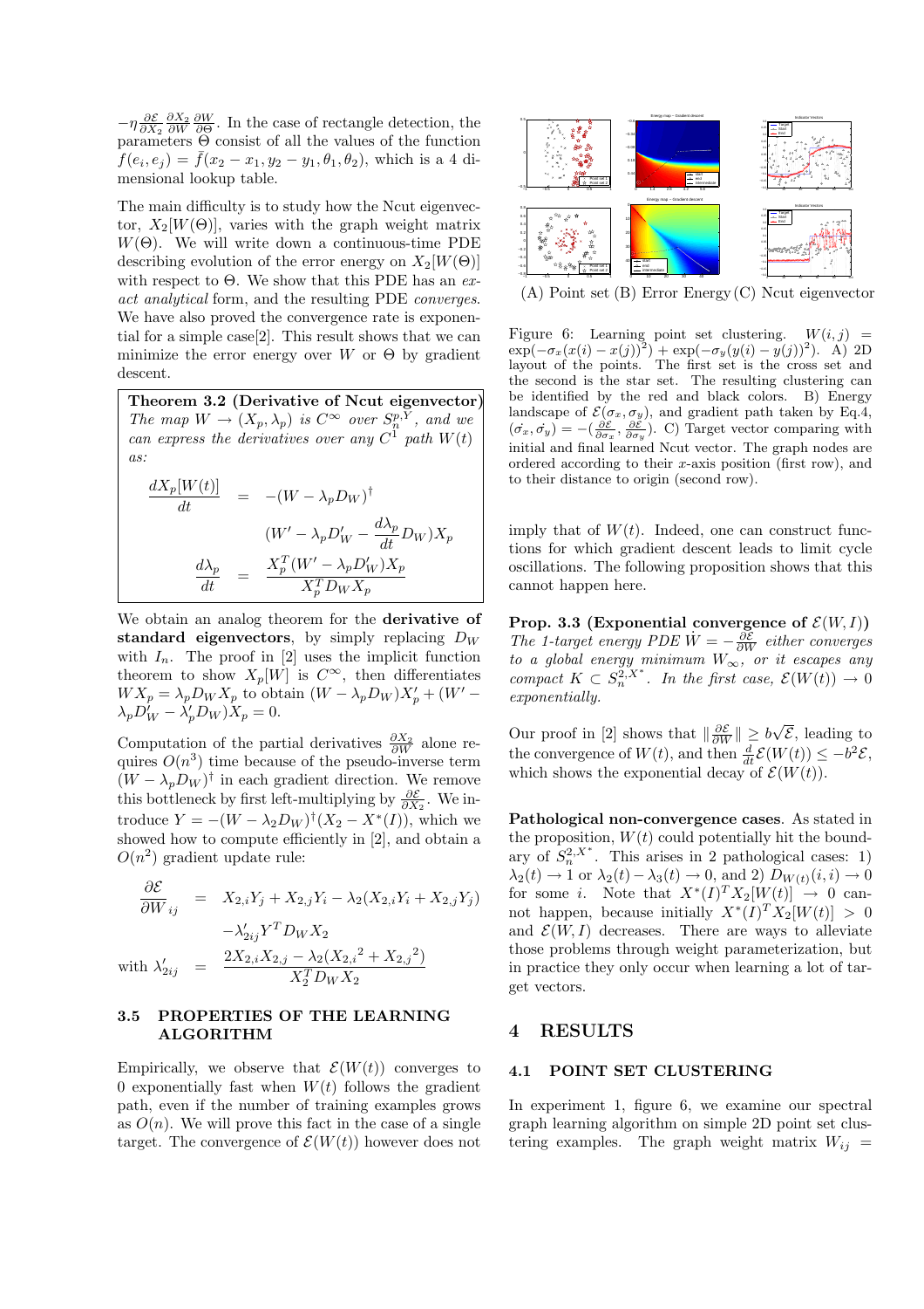$-\eta \frac{\partial \mathcal{E}}{\partial X_2} \frac{\partial X_2}{\partial W} \frac{\partial W}{\partial \Theta}$. In the case of rectangle detection, the parameters $\Theta$ consist of all the values of the function $f(e_i, e_j) = \bar{f}(x_2 - x_1, y_2 - y_1, \theta_1, \theta_2)$, which is a 4 dimensional lookup table.

The main difficulty is to study how the Ncut eigenvector, $X_2[W(\Theta)]$, varies with the graph weight matrix $W(\Theta)$. We will write down a continuous-time PDE describing evolution of the error energy on $X_2[W(\Theta)]$ with respect to $\Theta$. We show that this PDE has an *exact analytical* form, and the resulting PDE *converges*. We have also proved the convergence rate is exponential for a simple case[2]. This result shows that we can minimize the error energy over $W$ or $\Theta$ by gradient descent.

**Theorem 3.2 (Derivative of Ncut eigenvector)** *The map $W \to (X_p, \lambda_p)$ is $C^\infty$ over $S_n^{p,Y}$, and we can express the derivatives over any $C^1$ path $W(t)$ as:*

$$\frac{dX_p[W(t)]}{dt} = -(W - \lambda_p D_W)^\dagger (W' - \lambda_p D_W' - \frac{d\lambda_p}{dt} D_W) X_p$$

$$\frac{d\lambda_p}{dt} = \frac{X_p^T (W' - \lambda_p D_W') X_p}{X_p^T D_W X_p}$$

We obtain an analog theorem for the **derivative of standard eigenvectors**, by simply replacing $D_W$ with $I_n$. The proof in [2] uses the implicit function theorem to show $X_p[W]$ is $C^\infty$, then differentiates $W X_p = \lambda_p D_W X_p$ to obtain $(W - \lambda_p D_W) X_p' + (W' - \lambda_p D_W' - \lambda_p' D_W) X_p = 0$.

Computation of the partial derivatives $\frac{\partial X_2}{\partial W}$ alone requires $O(n^3)$ time because of the pseudo-inverse term $(W - \lambda_p D_W)^\dagger$ in each gradient direction. We remove this bottleneck by first left-multiplying by $\frac{\partial \mathcal{E}}{\partial X_2}$. We introduce $Y = -(W - \lambda_2 D_W)^\dagger (X_2 - X^*(I))$, which we showed how to compute efficiently in [2], and obtain a $O(n^2)$ gradient update rule:

$$\frac{\partial \mathcal{E}}{\partial W}_{ij} = X_{2,i} Y_j + X_{2,j} Y_i - \lambda_2 (X_{2,i} Y_i + X_{2,j} Y_j) - \lambda_{2ij}' Y^T D_W X_2$$

$$\text{with } \lambda_{2ij}' = \frac{2 X_{2,i} X_{2,j} - \lambda_2 ({X_{2,i}}^2 + {X_{2,j}}^2)}{X_2^T D_W X_2}$$

### 3.5 PROPERTIES OF THE LEARNING ALGORITHM

Empirically, we observe that $\mathcal{E}(W(t))$ converges to 0 exponentially fast when $W(t)$ follows the gradient path, even if the number of training examples grows as $O(n)$. We will prove this fact in the case of a single target. The convergence of $\mathcal{E}(W(t))$ however does not imply that of $W(t)$. Indeed, one can construct functions for which gradient descent leads to limit cycle oscillations. The following proposition shows that this cannot happen here.

(A) Point set (B) Error Energy (C) Ncut eigenvector

Figure 6: Learning point set clustering. $W(i,j) = \exp(-\sigma_x (x(i) - x(j))^2) + \exp(-\sigma_y (y(i) - y(j))^2)$. A) 2D layout of the points. The first set is the cross set and the second is the star set. The resulting clustering can be identified by the red and black colors. B) Energy landscape of $\mathcal{E}(\sigma_x, \sigma_y)$, and gradient path taken by Eq.4, $(\dot{\sigma_x}, \dot{\sigma_y}) = -(\frac{\partial \mathcal{E}}{\partial \sigma_x}, \frac{\partial \mathcal{E}}{\partial \sigma_y})$. C) Target vector comparing with initial and final learned Ncut vector. The graph nodes are ordered according to their $x$-axis position (first row), and to their distance to origin (second row).

**Prop. 3.3 (Exponential convergence of $\mathcal{E}(W, I)$)** *The 1-target energy PDE $\dot{W} = -\frac{\partial \mathcal{E}}{\partial W}$ either converges to a global energy minimum $W_\infty$, or it escapes any compact $K \subset S_n^{2,X^*}$. In the first case, $\mathcal{E}(W(t)) \to 0$ exponentially.*

Our proof in [2] shows that $\|\frac{\partial \mathcal{E}}{\partial W}\| \geq b\sqrt{\mathcal{E}}$, leading to the convergence of $W(t)$, and then $\frac{d}{dt}\mathcal{E}(W(t)) \leq -b^2 \mathcal{E}$, which shows the exponential decay of $\mathcal{E}(W(t))$.

**Pathological non-convergence cases**. As stated in the proposition, $W(t)$ could potentially hit the boundary of $S_n^{2,X^*}$. This arises in 2 pathological cases: 1) $\lambda_2(t) \to 1$ or $\lambda_2(t) - \lambda_3(t) \to 0$, and 2) $D_{W(t)}(i,i) \to 0$ for some $i$. Note that $X^*(I)^T X_2[W(t)] \to 0$ cannot happen, because initially $X^*(I)^T X_2[W(t)] > 0$ and $\mathcal{E}(W, I)$ decreases. There are ways to alleviate those problems through weight parameterization, but in practice they only occur when learning a lot of target vectors.

## 4 RESULTS

### 4.1 POINT SET CLUSTERING

In experiment 1, figure 6, we examine our spectral graph learning algorithm on simple 2D point set clustering examples. The graph weight matrix $W_{ij} =$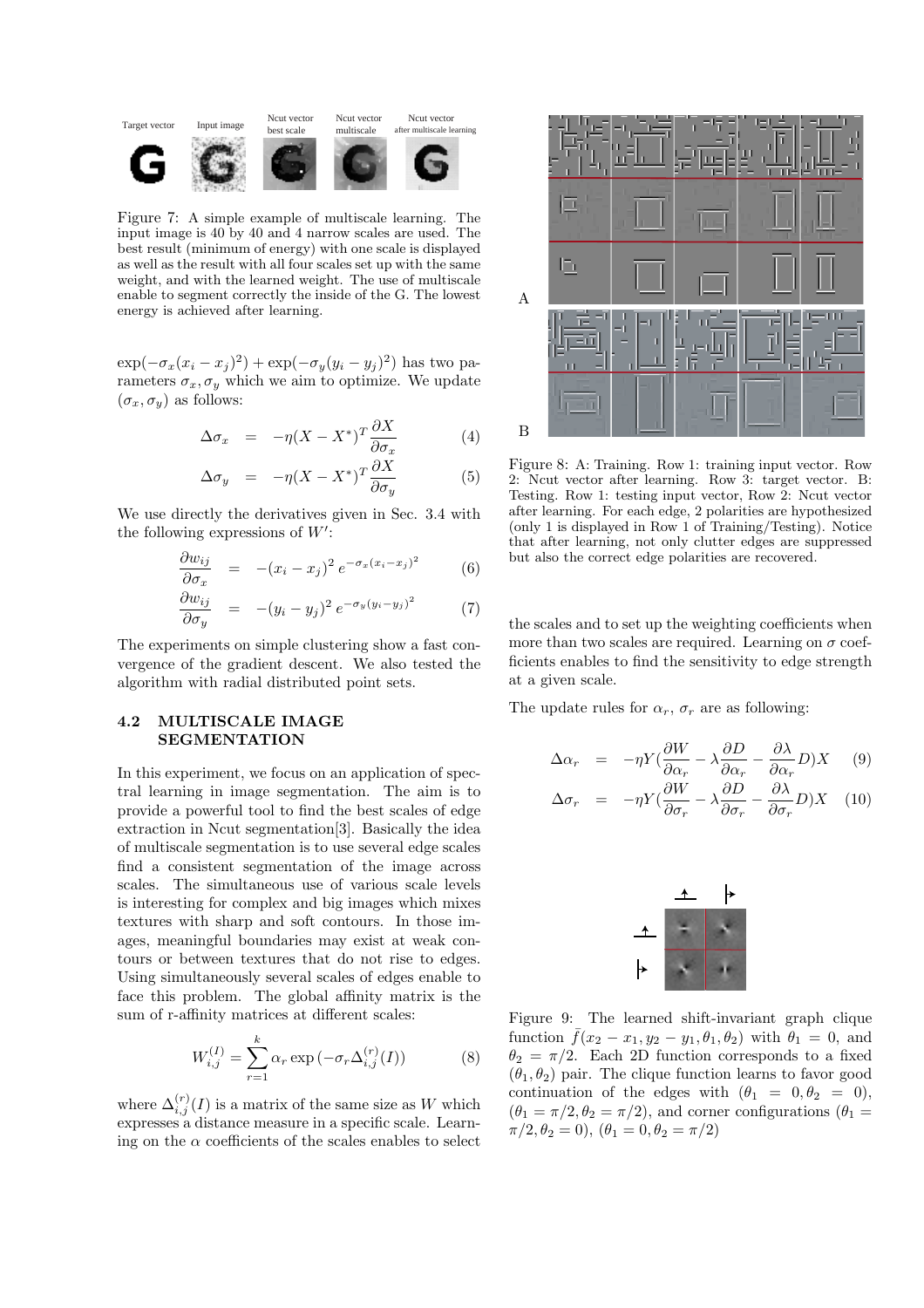Target vector Input image Ncut vector best scale Ncut vector multiscale Ncut vector after multiscale learning

Figure 7: A simple example of multiscale learning. The input image is 40 by 40 and 4 narrow scales are used. The best result (minimum of energy) with one scale is displayed as well as the result with all four scales set up with the same weight, and with the learned weight. The use of multiscale enable to segment correctly the inside of the G. The lowest energy is achieved after learning.

$\exp(-\sigma_x(x_i - x_j)^2) + \exp(-\sigma_y(y_i - y_j)^2)$ has two parameters $\sigma_x, \sigma_y$ which we aim to optimize. We update $(\sigma_x, \sigma_y)$ as follows:

$$\Delta\sigma_x = -\eta(X - X^*)^T \frac{\partial X}{\partial \sigma_x} \quad (4)$$

$$\Delta\sigma_y = -\eta(X - X^*)^T \frac{\partial X}{\partial \sigma_y} \quad (5)$$

We use directly the derivatives given in Sec. 3.4 with the following expressions of $W'$:

$$\frac{\partial w_{ij}}{\partial \sigma_x} = -(x_i - x_j)^2 \, e^{-\sigma_x(x_i-x_j)^2} \quad (6)$$

$$\frac{\partial w_{ij}}{\partial \sigma_y} = -(y_i - y_j)^2 \, e^{-\sigma_y(y_i-y_j)^2} \quad (7)$$

The experiments on simple clustering show a fast convergence of the gradient descent. We also tested the algorithm with radial distributed point sets.

### 4.2 MULTISCALE IMAGE SEGMENTATION

In this experiment, we focus on an application of spectral learning in image segmentation. The aim is to provide a powerful tool to find the best scales of edge extraction in Ncut segmentation[3]. Basically the idea of multiscale segmentation is to use several edge scales find a consistent segmentation of the image across scales. The simultaneous use of various scale levels is interesting for complex and big images which mixes textures with sharp and soft contours. In those images, meaningful boundaries may exist at weak contours or between textures that do not rise to edges. Using simultaneously several scales of edges enable to face this problem. The global affinity matrix is the sum of r-affinity matrices at different scales:

$$W^{(I)}_{i,j} = \sum_{r=1}^{k} \alpha_r \exp\left(-\sigma_r \Delta^{(r)}_{i,j}(I)\right) \quad (8)$$

where $\Delta^{(r)}_{i,j}(I)$ is a matrix of the same size as $W$ which expresses a distance measure in a specific scale. Learning on the $\alpha$ coefficients of the scales enables to select the scales and to set up the weighting coefficients when more than two scales are required. Learning on $\sigma$ coefficients enables to find the sensitivity to edge strength at a given scale.

A

B

Figure 8: A: Training. Row 1: training input vector. Row 2: Ncut vector after learning. Row 3: target vector. B: Testing. Row 1: testing input vector, Row 2: Ncut vector after learning. For each edge, 2 polarities are hypothesized (only 1 is displayed in Row 1 of Training/Testing). Notice that after learning, not only clutter edges are suppressed but also the correct edge polarities are recovered.

The update rules for $\alpha_r$, $\sigma_r$ are as following:

$$\Delta\alpha_r = -\eta Y\left(\frac{\partial W}{\partial \alpha_r} - \lambda\frac{\partial D}{\partial \alpha_r} - \frac{\partial \lambda}{\partial \alpha_r}D\right)X \quad (9)$$

$$\Delta\sigma_r = -\eta Y\left(\frac{\partial W}{\partial \sigma_r} - \lambda\frac{\partial D}{\partial \sigma_r} - \frac{\partial \lambda}{\partial \sigma_r}D\right)X \quad (10)$$

Figure 9: The learned shift-invariant graph clique function $\bar{f}(x_2 - x_1, y_2 - y_1, \theta_1, \theta_2)$ with $\theta_1 = 0$, and $\theta_2 = \pi/2$. Each 2D function corresponds to a fixed $(\theta_1, \theta_2)$ pair. The clique function learns to favor good continuation of the edges with $(\theta_1 = 0, \theta_2 = 0)$, $(\theta_1 = \pi/2, \theta_2 = \pi/2)$, and corner configurations $(\theta_1 = \pi/2, \theta_2 = 0)$, $(\theta_1 = 0, \theta_2 = \pi/2)$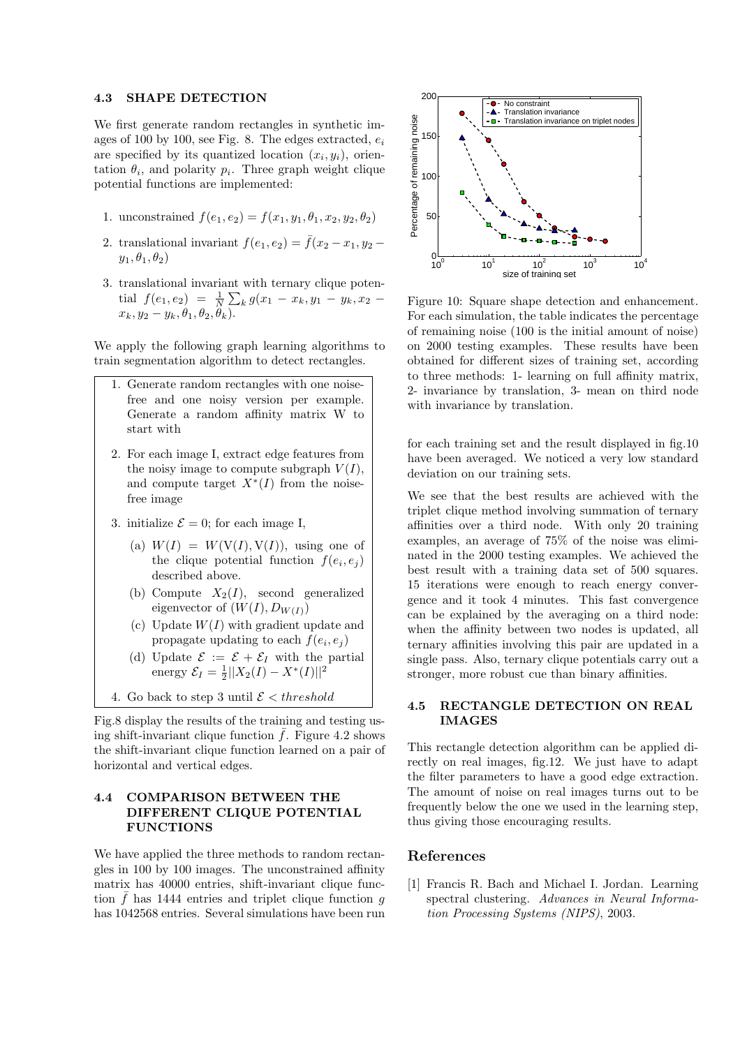### 4.3 SHAPE DETECTION

We first generate random rectangles in synthetic images of 100 by 100, see Fig. 8. The edges extracted, $e_i$ are specified by its quantized location $(x_i, y_i)$, orientation $\theta_i$, and polarity $p_i$. Three graph weight clique potential functions are implemented:

1. unconstrained $f(e_1, e_2) = f(x_1, y_1, \theta_1, x_2, y_2, \theta_2)$
2. translational invariant $f(e_1, e_2) = \bar{f}(x_2 - x_1, y_2 - y_1, \theta_1, \theta_2)$
3. translational invariant with ternary clique potential $f(e_1, e_2) = \frac{1}{N}\sum_k g(x_1 - x_k, y_1 - y_k, x_2 - x_k, y_2 - y_k, \theta_1, \theta_2, \theta_k)$.

We apply the following graph learning algorithms to train segmentation algorithm to detect rectangles.

1. Generate random rectangles with one noise-free and one noisy version per example. Generate a random affinity matrix W to start with
2. For each image I, extract edge features from the noisy image to compute subgraph $V(I)$, and compute target $X^*(I)$ from the noise-free image
3. initialize $\mathcal{E} = 0$; for each image I,
   (a) $W(I) = W(\mathrm{V}(I), \mathrm{V}(I))$, using one of the clique potential function $f(e_i, e_j)$ described above.
   (b) Compute $X_2(I)$, second generalized eigenvector of $(W(I), D_{W(I)})$
   (c) Update $W(I)$ with gradient update and propagate updating to each $f(e_i, e_j)$
   (d) Update $\mathcal{E} := \mathcal{E} + \mathcal{E}_I$ with the partial energy $\mathcal{E}_I = \frac{1}{2}||X_2(I) - X^*(I)||^2$
4. Go back to step 3 until $\mathcal{E} < \mathit{threshold}$

Fig.8 display the results of the training and testing using shift-invariant clique function $\bar{f}$. Figure 4.2 shows the shift-invariant clique function learned on a pair of horizontal and vertical edges.

### 4.4 COMPARISON BETWEEN THE DIFFERENT CLIQUE POTENTIAL FUNCTIONS

We have applied the three methods to random rectangles in 100 by 100 images. The unconstrained affinity matrix has 40000 entries, shift-invariant clique function $\bar{f}$ has 1444 entries and triplet clique function $g$ has 1042568 entries. Several simulations have been run for each training set and the result displayed in fig.10 have been averaged. We noticed a very low standard deviation on our training sets.

Figure 10: Square shape detection and enhancement. For each simulation, the table indicates the percentage of remaining noise (100 is the initial amount of noise) on 2000 testing examples. These results have been obtained for different sizes of training set, according to three methods: 1- learning on full affinity matrix, 2- invariance by translation, 3- mean on third node with invariance by translation.

We see that the best results are achieved with the triplet clique method involving summation of ternary affinities over a third node. With only 20 training examples, an average of 75% of the noise was eliminated in the 2000 testing examples. We achieved the best result with a training data set of 500 squares. 15 iterations were enough to reach energy convergence and it took 4 minutes. This fast convergence can be explained by the averaging on a third node: when the affinity between two nodes is updated, all ternary affinities involving this pair are updated in a single pass. Also, ternary clique potentials carry out a stronger, more robust cue than binary affinities.

### 4.5 RECTANGLE DETECTION ON REAL IMAGES

This rectangle detection algorithm can be applied directly on real images, fig.12. We just have to adapt the filter parameters to have a good edge extraction. The amount of noise on real images turns out to be frequently below the one we used in the learning step, thus giving those encouraging results.

## References

[1] Francis R. Bach and Michael I. Jordan. Learning spectral clustering. *Advances in Neural Information Processing Systems (NIPS)*, 2003.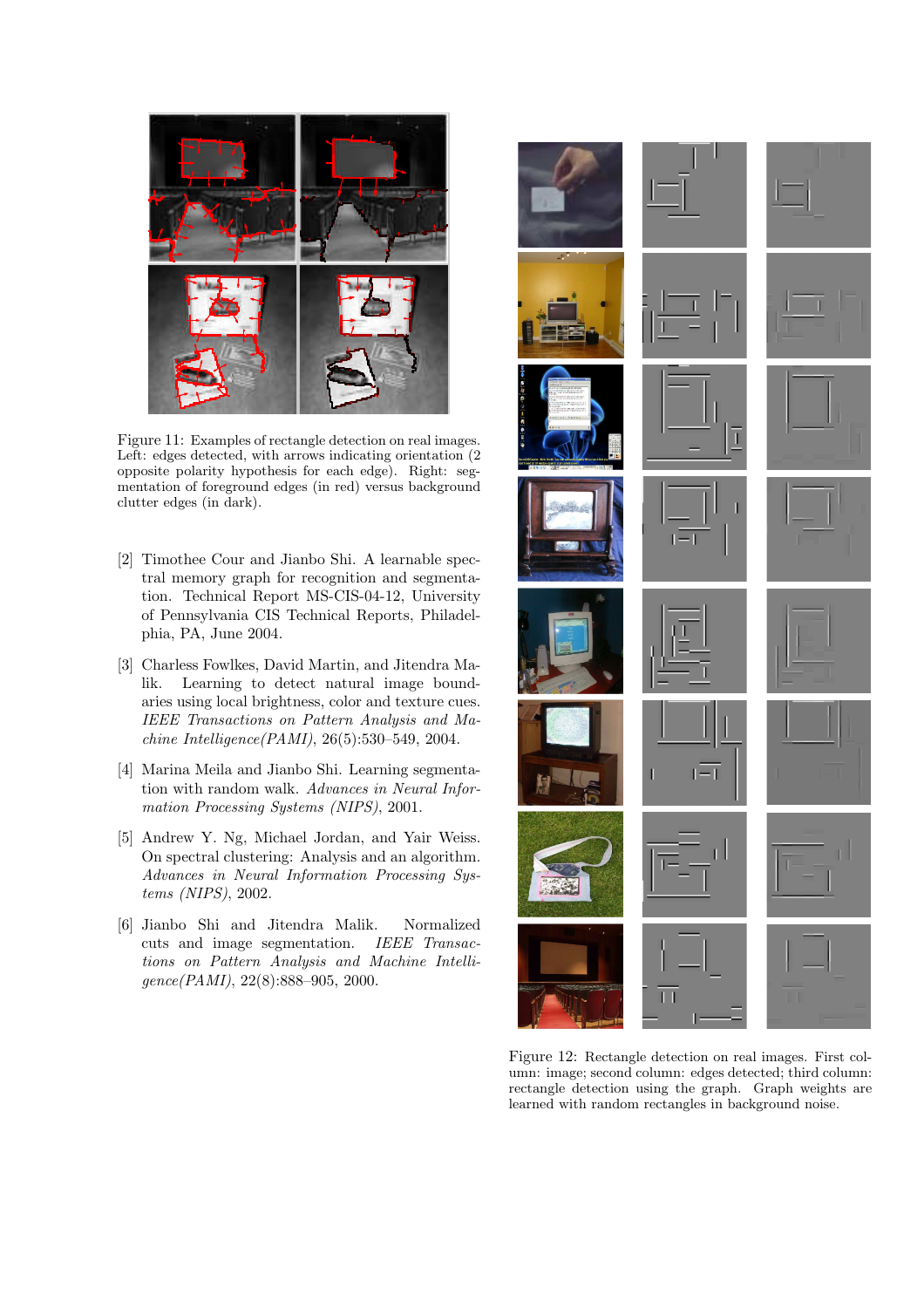Figure 11: Examples of rectangle detection on real images. Left: edges detected, with arrows indicating orientation (2 opposite polarity hypothesis for each edge). Right: segmentation of foreground edges (in red) versus background clutter edges (in dark).

[2] Timothee Cour and Jianbo Shi. A learnable spectral memory graph for recognition and segmentation. Technical Report MS-CIS-04-12, University of Pennsylvania CIS Technical Reports, Philadelphia, PA, June 2004.

[3] Charless Fowlkes, David Martin, and Jitendra Malik. Learning to detect natural image boundaries using local brightness, color and texture cues. *IEEE Transactions on Pattern Analysis and Machine Intelligence(PAMI)*, 26(5):530–549, 2004.

[4] Marina Meila and Jianbo Shi. Learning segmentation with random walk. *Advances in Neural Information Processing Systems (NIPS)*, 2001.

[5] Andrew Y. Ng, Michael Jordan, and Yair Weiss. On spectral clustering: Analysis and an algorithm. *Advances in Neural Information Processing Systems (NIPS)*, 2002.

[6] Jianbo Shi and Jitendra Malik. Normalized cuts and image segmentation. *IEEE Transactions on Pattern Analysis and Machine Intelligence(PAMI)*, 22(8):888–905, 2000.

Figure 12: Rectangle detection on real images. First column: image; second column: edges detected; third column: rectangle detection using the graph. Graph weights are learned with random rectangles in background noise.